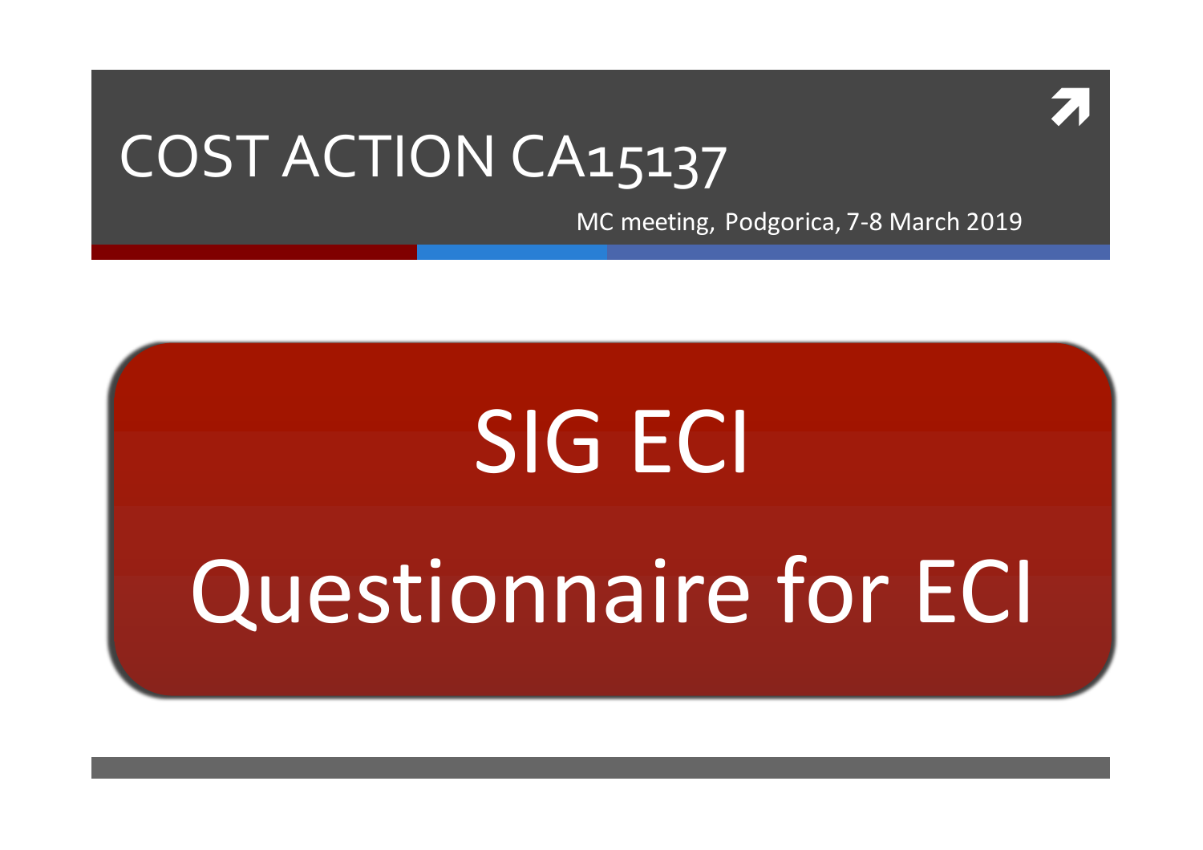# COST ACTION CA15137

MC meeting, Podgorica, 7-8 March 2019

# SIG ECI

# Questionnaire for ECI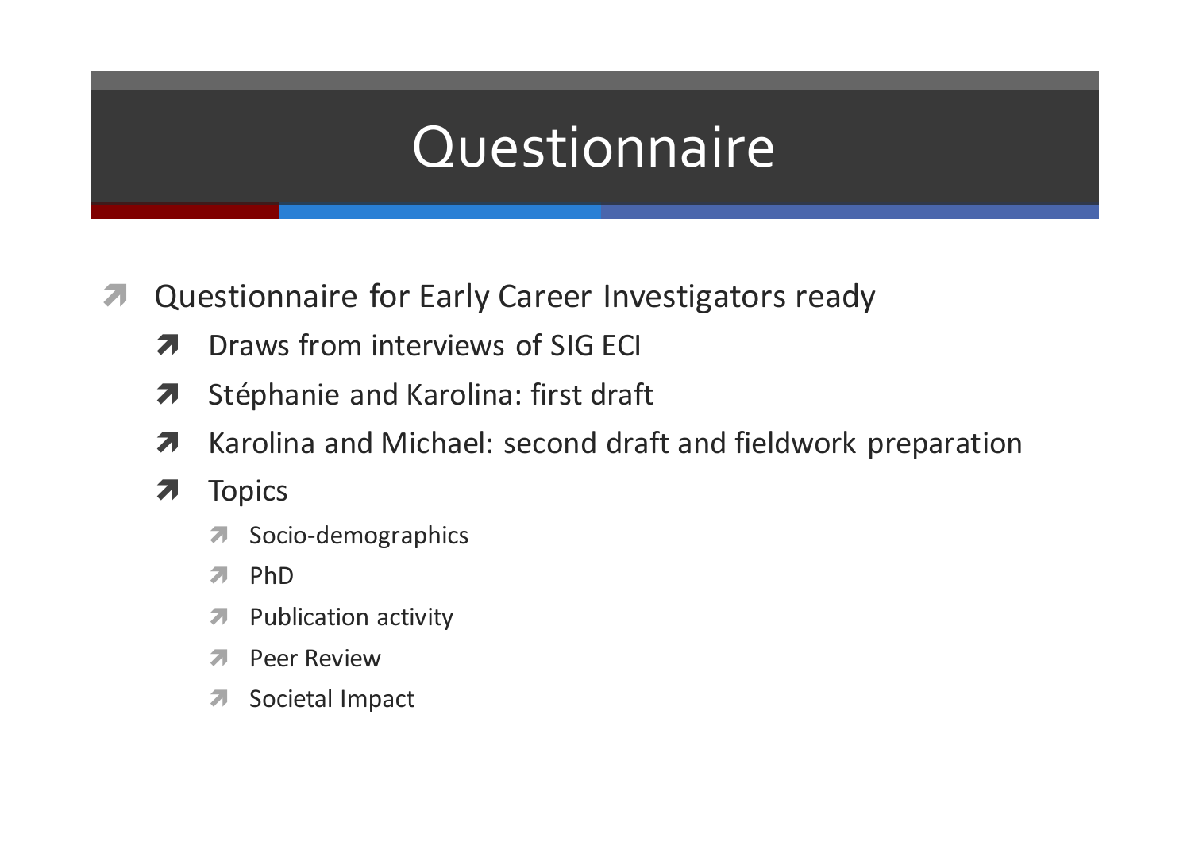# Questionnaire

- Questionnaire for Early Career Investigators ready
  - Draws from interviews of SIG ECI
  - Stéphanie and Karolina: first draft
  - Karolina and Michael: second draft and fieldwork preparation
  - Topics
    - Socio-demographics
    - PhD
    - Publication activity
    - Peer Review
    - Societal Impact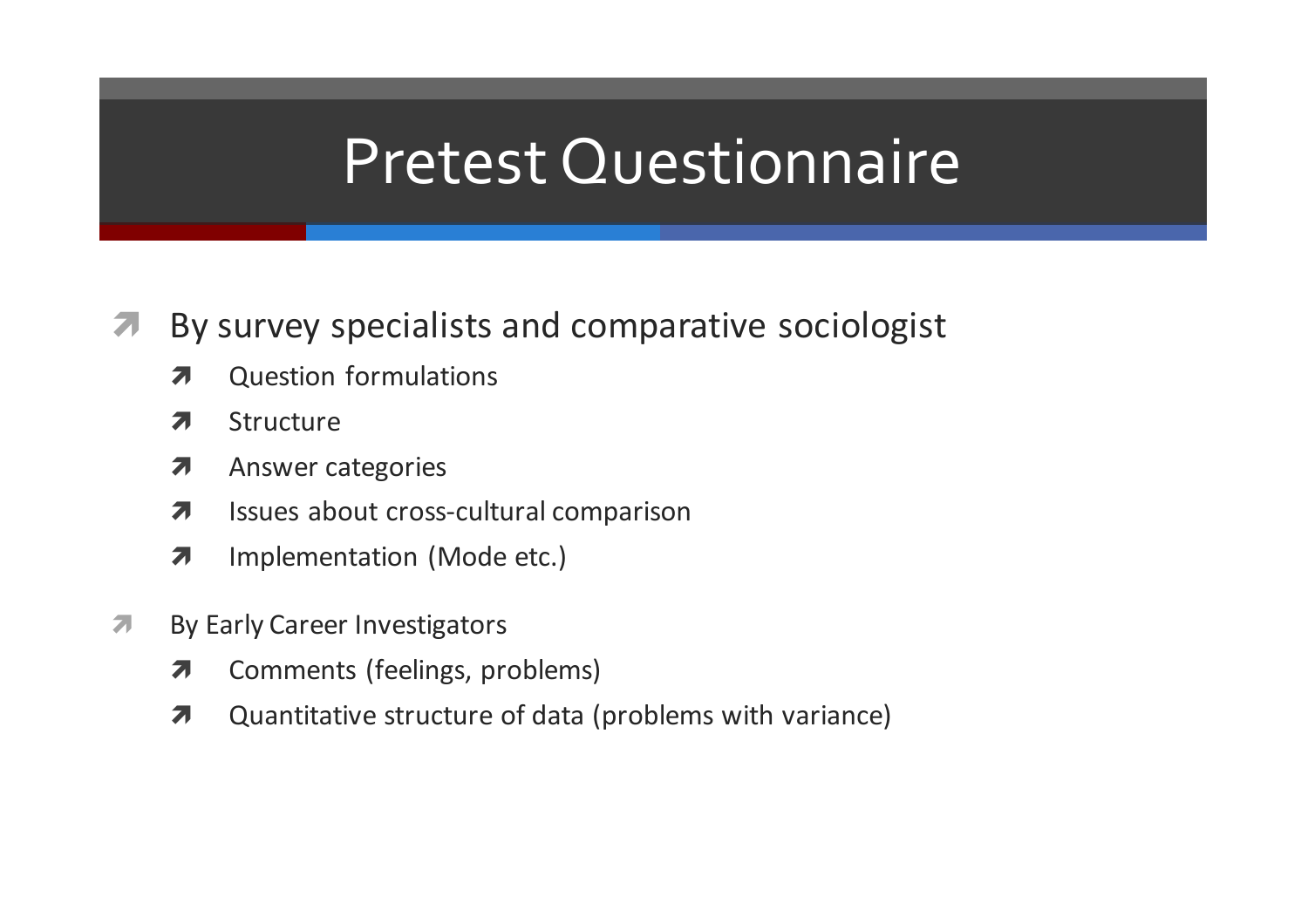# Pretest Questionnaire

- By survey specialists and comparative sociologist
  - Question formulations
  - Structure
  - Answer categories
  - Issues about cross-cultural comparison
  - Implementation (Mode etc.)
- By Early Career Investigators
  - Comments (feelings, problems)
  - Quantitative structure of data (problems with variance)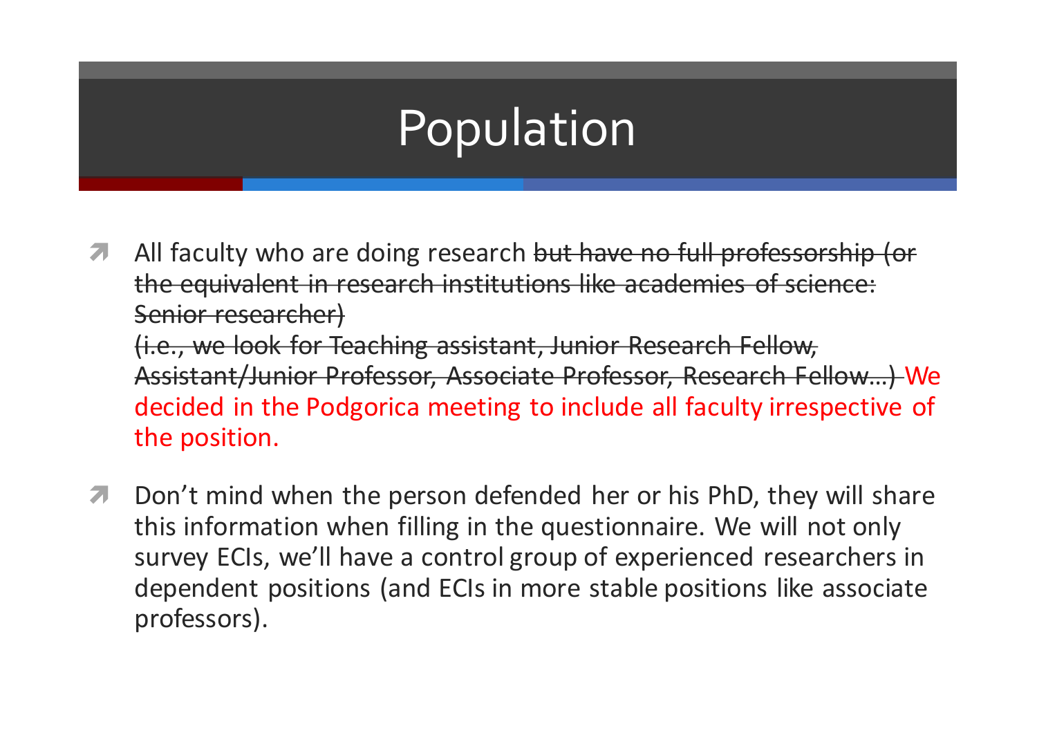# Population

- All faculty who are doing research ~~but have no full professorship (or the equivalent in research institutions like academies of science: Senior researcher)~~
  ~~(i.e., we look for Teaching assistant, Junior Research Fellow, Assistant/Junior Professor, Associate Professor, Research Fellow…)~~ We decided in the Podgorica meeting to include all faculty irrespective of the position.

- Don't mind when the person defended her or his PhD, they will share this information when filling in the questionnaire. We will not only survey ECIs, we'll have a control group of experienced researchers in dependent positions (and ECIs in more stable positions like associate professors).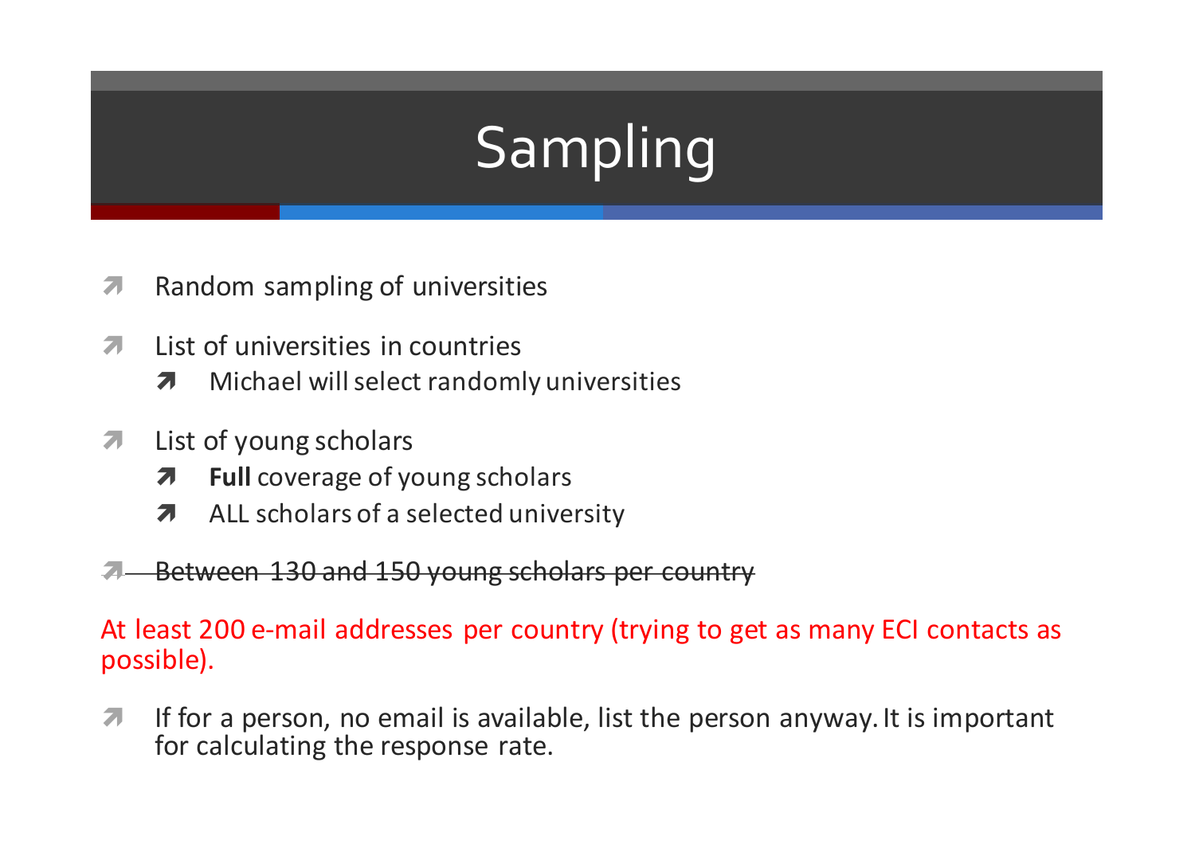# Sampling

- Random sampling of universities
- List of universities in countries
  - Michael will select randomly universities
- List of young scholars
  - **Full** coverage of young scholars
  - ALL scholars of a selected university
- ~~Between 130 and 150 young scholars per country~~

At least 200 e-mail addresses per country (trying to get as many ECI contacts as possible).

- If for a person, no email is available, list the person anyway. It is important for calculating the response rate.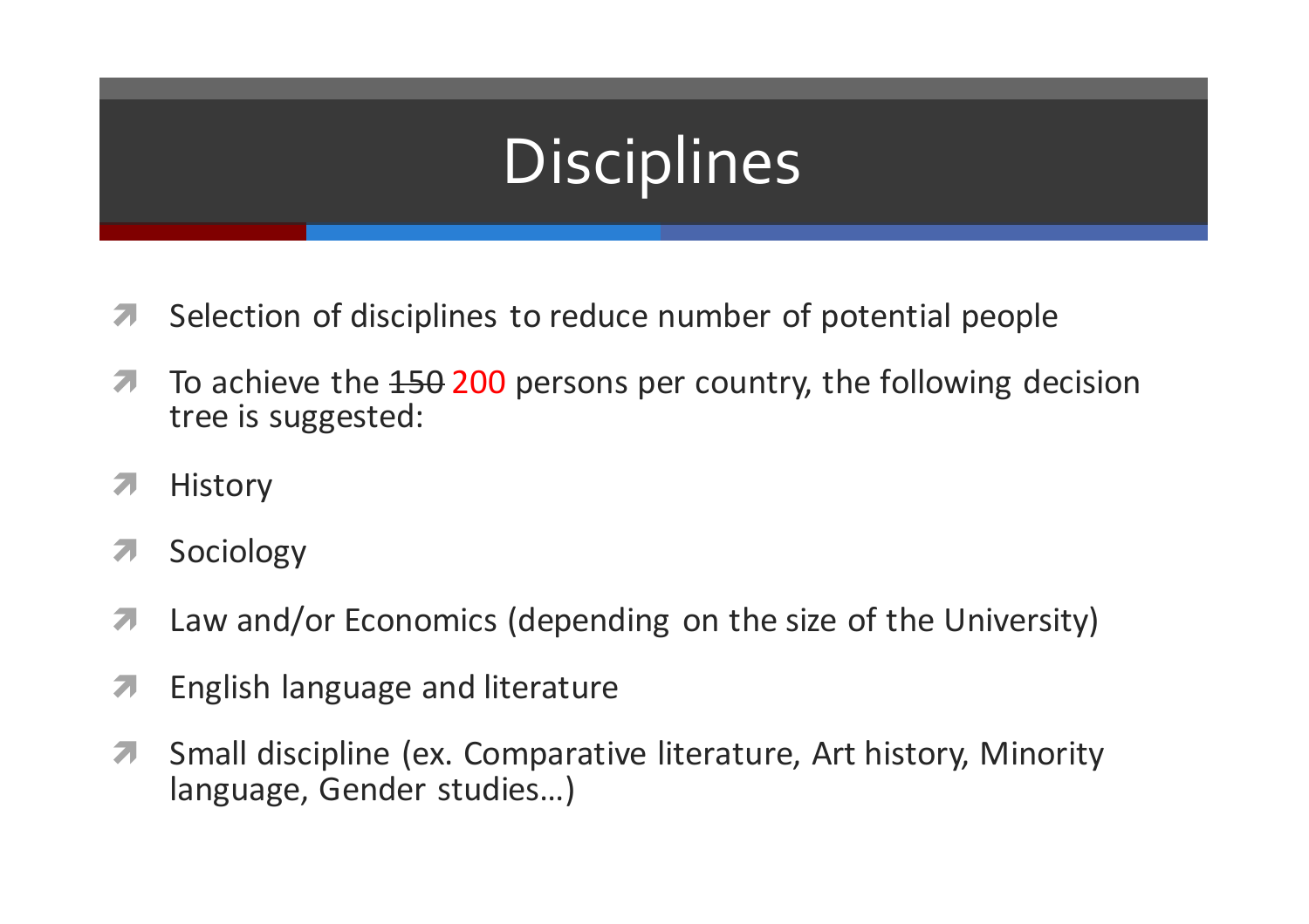# Disciplines

- Selection of disciplines to reduce number of potential people
- To achieve the ~~150~~ 200 persons per country, the following decision tree is suggested:
- History
- Sociology
- Law and/or Economics (depending on the size of the University)
- English language and literature
- Small discipline (ex. Comparative literature, Art history, Minority language, Gender studies…)